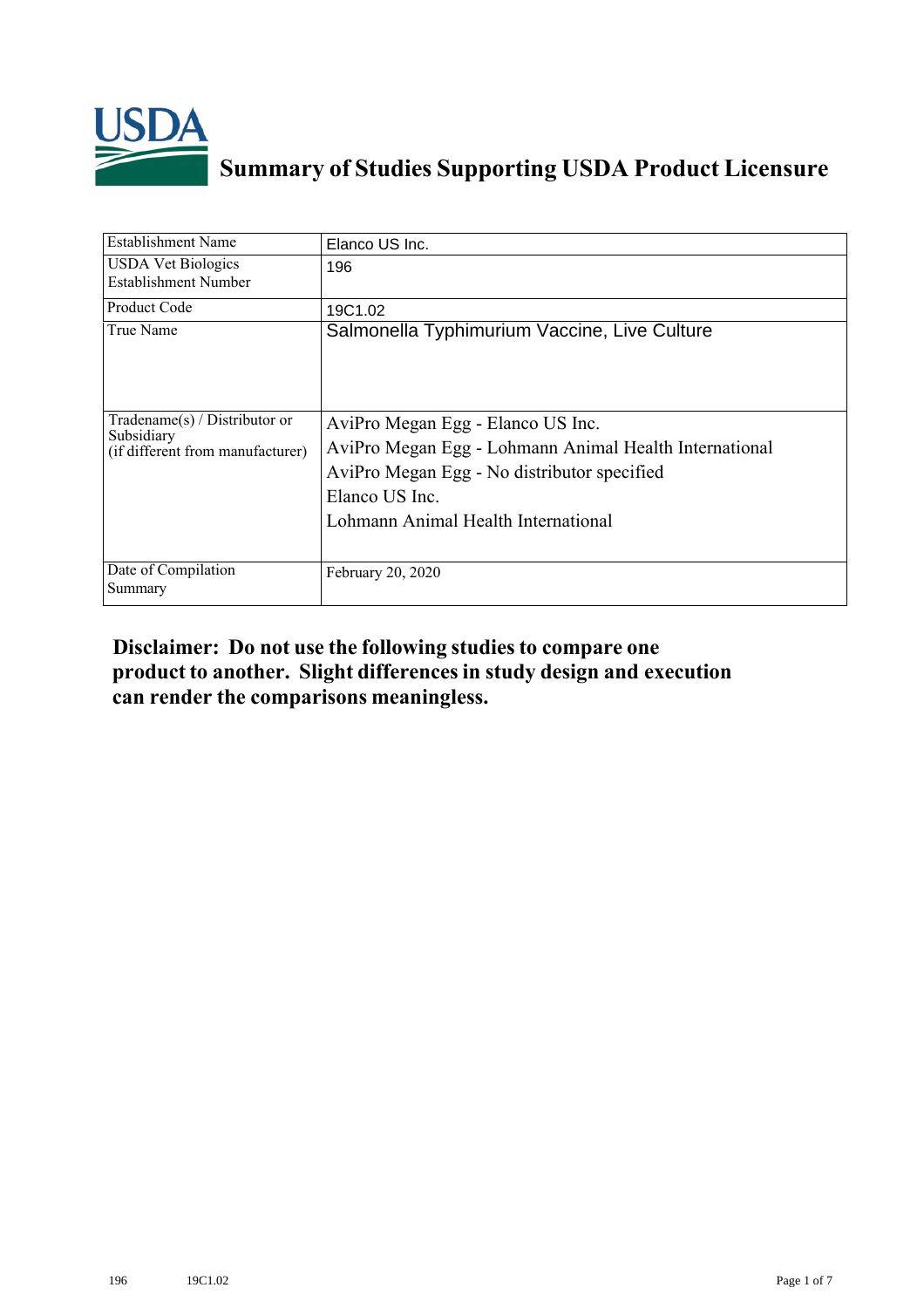# Summary of Studies Supporting USDA Product Licensure

| | |
|---|---|
| Establishment Name | Elanco US Inc. |
| USDA Vet Biologics Establishment Number | 196 |
| Product Code | 19C1.02 |
| True Name | Salmonella Typhimurium Vaccine, Live Culture |
| Tradename(s) / Distributor or Subsidiary (if different from manufacturer) | AviPro Megan Egg - Elanco US Inc.<br>AviPro Megan Egg - Lohmann Animal Health International<br>AviPro Megan Egg - No distributor specified<br>Elanco US Inc.<br>Lohmann Animal Health International |
| Date of Compilation Summary | February 20, 2020 |

**Disclaimer: Do not use the following studies to compare one product to another. Slight differences in study design and execution can render the comparisons meaningless.**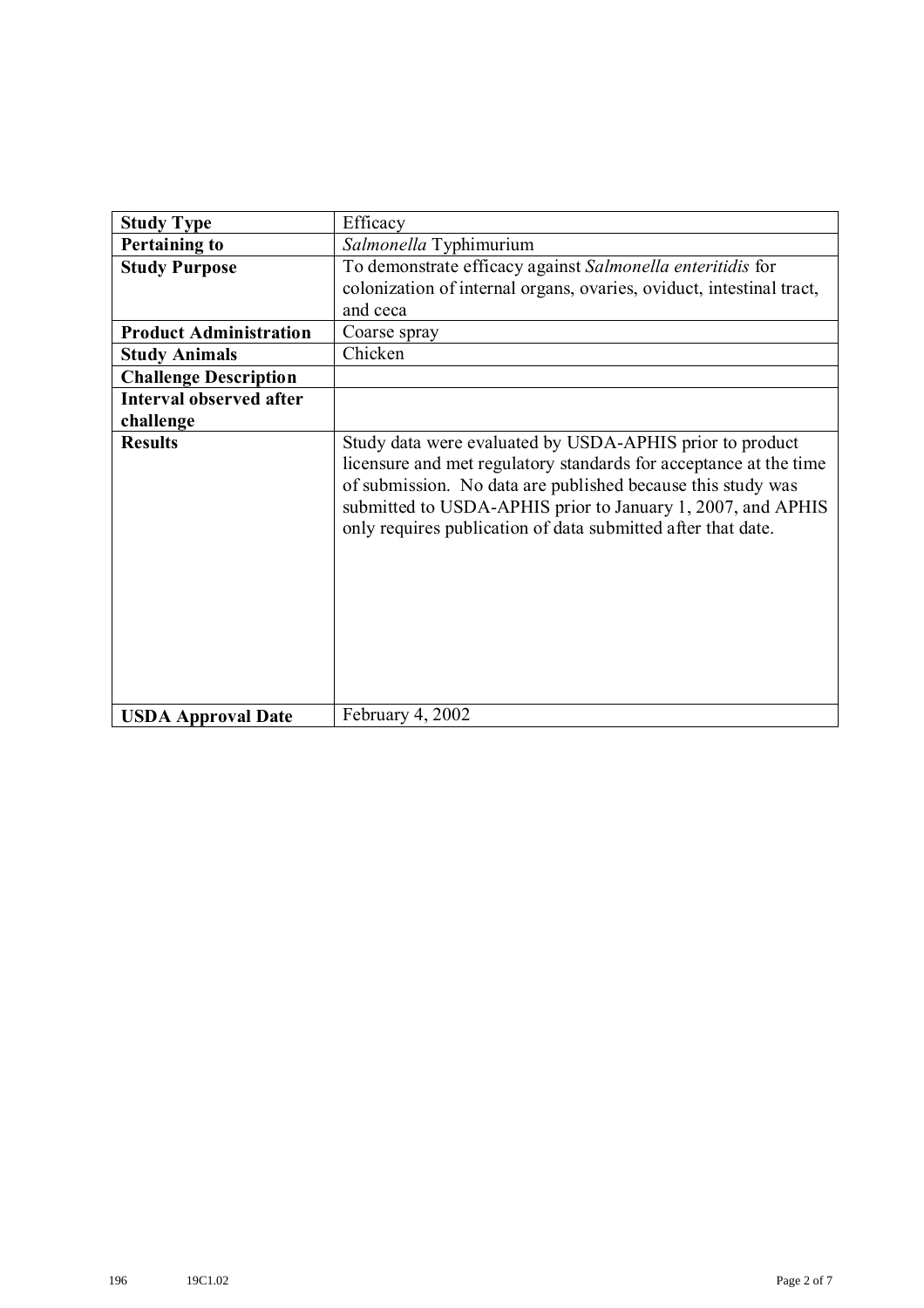| Study Type | Efficacy |
|---|---|
| **Pertaining to** | *Salmonella* Typhimurium |
| **Study Purpose** | To demonstrate efficacy against *Salmonella enteritidis* for colonization of internal organs, ovaries, oviduct, intestinal tract, and ceca |
| **Product Administration** | Coarse spray |
| **Study Animals** | Chicken |
| **Challenge Description** | |
| **Interval observed after challenge** | |
| **Results** | Study data were evaluated by USDA-APHIS prior to product licensure and met regulatory standards for acceptance at the time of submission. No data are published because this study was submitted to USDA-APHIS prior to January 1, 2007, and APHIS only requires publication of data submitted after that date. |
| **USDA Approval Date** | February 4, 2002 |

196 19C1.02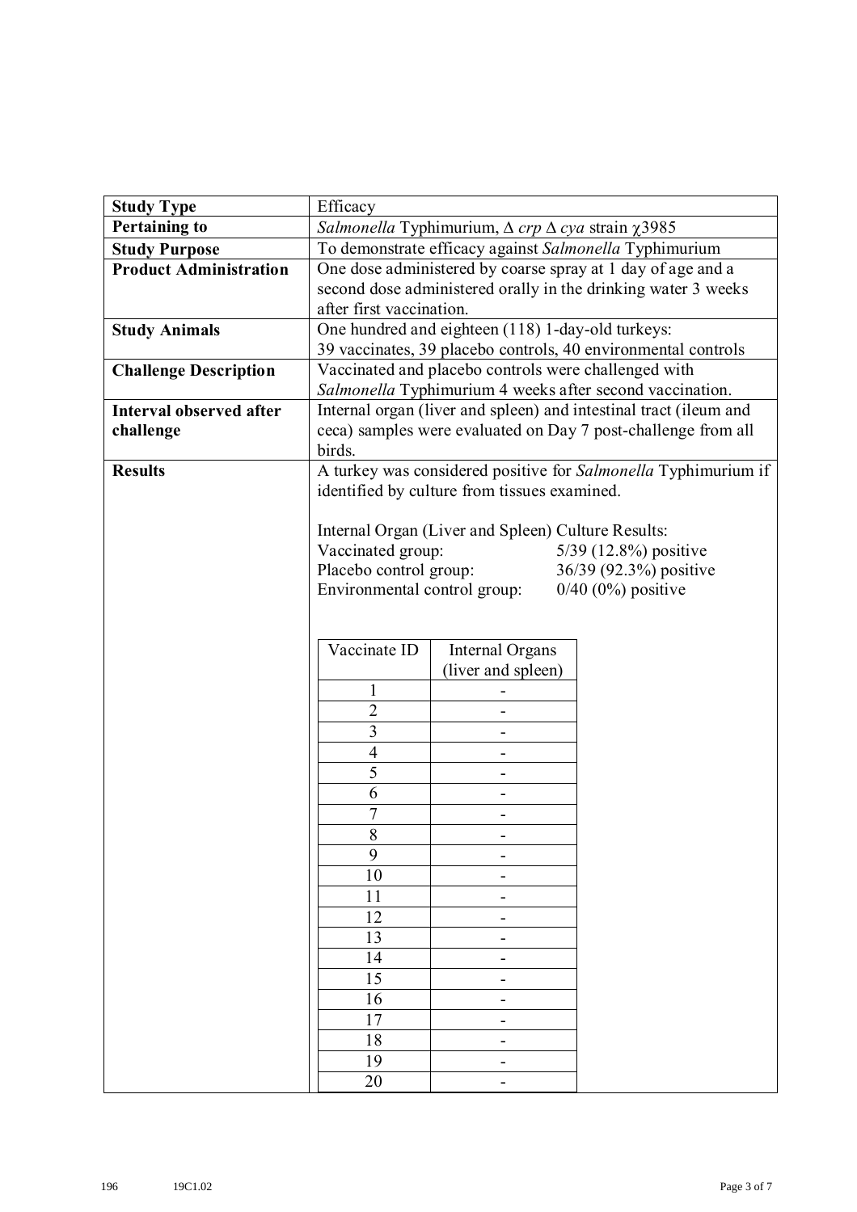| **Study Type** | Efficacy |
|---|---|
| **Pertaining to** | *Salmonella* Typhimurium, Δ *crp* Δ *cya* strain χ3985 |
| **Study Purpose** | To demonstrate efficacy against *Salmonella* Typhimurium |
| **Product Administration** | One dose administered by coarse spray at 1 day of age and a second dose administered orally in the drinking water 3 weeks after first vaccination. |
| **Study Animals** | One hundred and eighteen (118) 1-day-old turkeys: 39 vaccinates, 39 placebo controls, 40 environmental controls |
| **Challenge Description** | Vaccinated and placebo controls were challenged with *Salmonella* Typhimurium 4 weeks after second vaccination. |
| **Interval observed after challenge** | Internal organ (liver and spleen) and intestinal tract (ileum and ceca) samples were evaluated on Day 7 post-challenge from all birds. |
| **Results** | A turkey was considered positive for *Salmonella* Typhimurium if identified by culture from tissues examined. |

Internal Organ (Liver and Spleen) Culture Results:

| | |
|---|---|
| Vaccinated group: | 5/39 (12.8%) positive |
| Placebo control group: | 36/39 (92.3%) positive |
| Environmental control group: | 0/40 (0%) positive |

| Vaccinate ID | Internal Organs (liver and spleen) |
|---|---|
| 1 | - |
| 2 | - |
| 3 | - |
| 4 | - |
| 5 | - |
| 6 | - |
| 7 | - |
| 8 | - |
| 9 | - |
| 10 | - |
| 11 | - |
| 12 | - |
| 13 | - |
| 14 | - |
| 15 | - |
| 16 | - |
| 17 | - |
| 18 | - |
| 19 | - |
| 20 | - |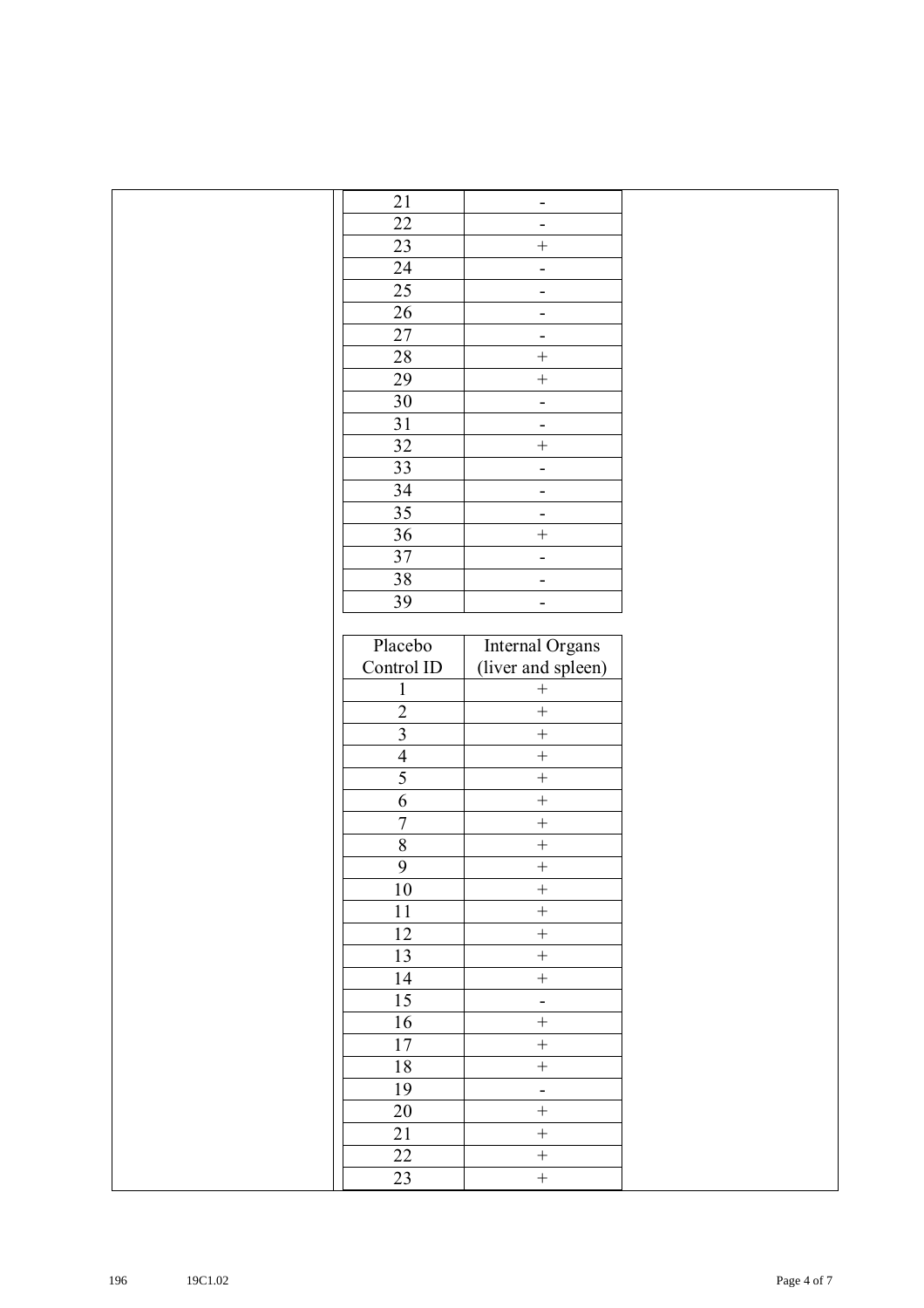| | |
|---|---|
| 21 | - |
| 22 | - |
| 23 | + |
| 24 | - |
| 25 | - |
| 26 | - |
| 27 | - |
| 28 | + |
| 29 | + |
| 30 | - |
| 31 | - |
| 32 | + |
| 33 | - |
| 34 | - |
| 35 | - |
| 36 | + |
| 37 | - |
| 38 | - |
| 39 | - |

| Placebo Control ID | Internal Organs (liver and spleen) |
|---|---|
| 1 | + |
| 2 | + |
| 3 | + |
| 4 | + |
| 5 | + |
| 6 | + |
| 7 | + |
| 8 | + |
| 9 | + |
| 10 | + |
| 11 | + |
| 12 | + |
| 13 | + |
| 14 | + |
| 15 | - |
| 16 | + |
| 17 | + |
| 18 | + |
| 19 | - |
| 20 | + |
| 21 | + |
| 22 | + |
| 23 | + |

196 19C1.02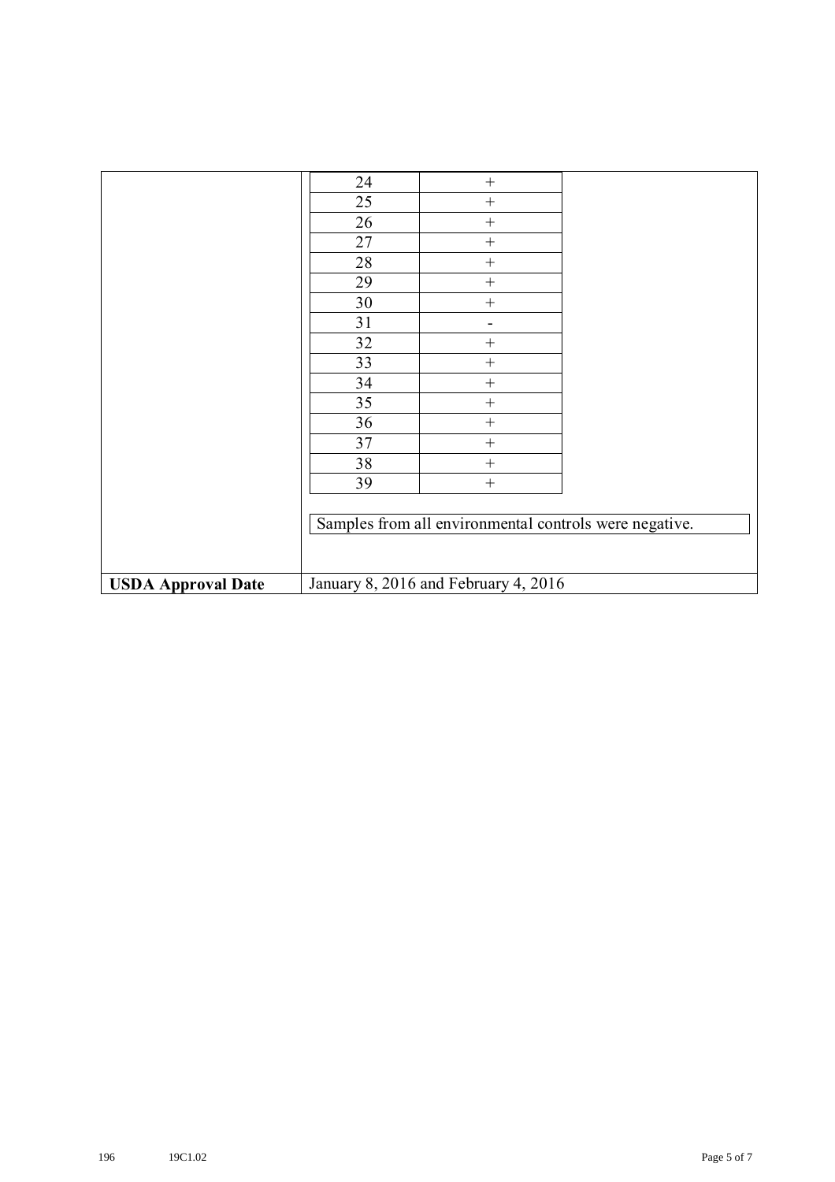| | |
|---|---|
| | <table><tr><td>24</td><td>+</td></tr><tr><td>25</td><td>+</td></tr><tr><td>26</td><td>+</td></tr><tr><td>27</td><td>+</td></tr><tr><td>28</td><td>+</td></tr><tr><td>29</td><td>+</td></tr><tr><td>30</td><td>+</td></tr><tr><td>31</td><td>-</td></tr><tr><td>32</td><td>+</td></tr><tr><td>33</td><td>+</td></tr><tr><td>34</td><td>+</td></tr><tr><td>35</td><td>+</td></tr><tr><td>36</td><td>+</td></tr><tr><td>37</td><td>+</td></tr><tr><td>38</td><td>+</td></tr><tr><td>39</td><td>+</td></tr></table> Samples from all environmental controls were negative. |
| **USDA Approval Date** | January 8, 2016 and February 4, 2016 |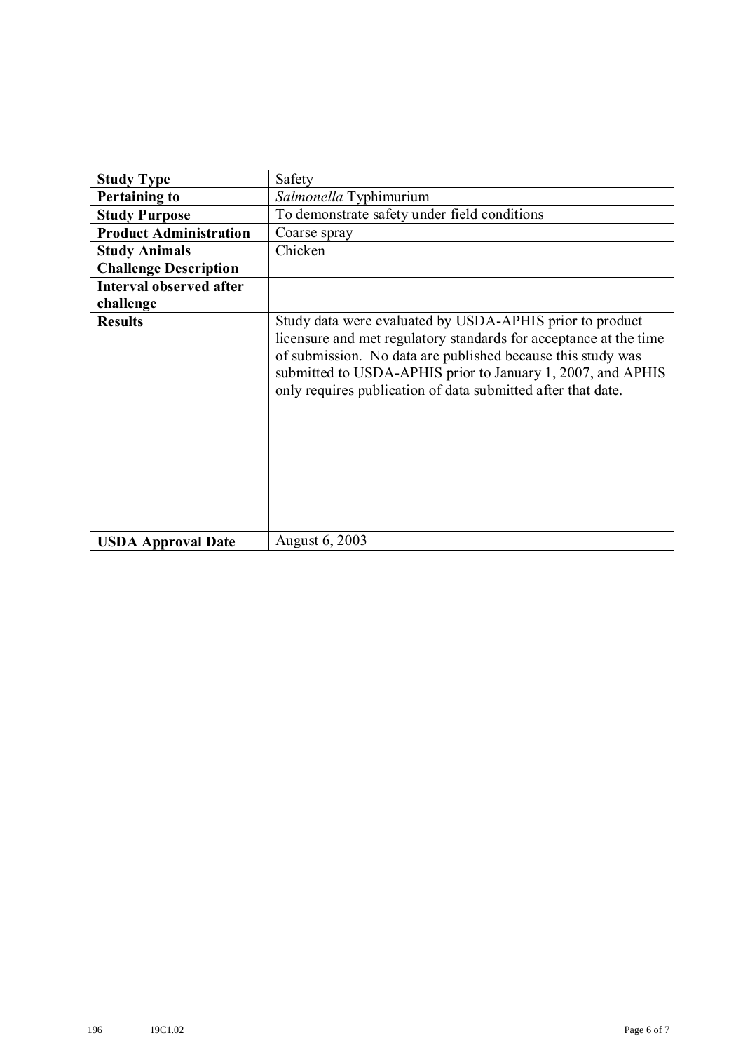| **Study Type** | Safety |
|---|---|
| **Pertaining to** | *Salmonella* Typhimurium |
| **Study Purpose** | To demonstrate safety under field conditions |
| **Product Administration** | Coarse spray |
| **Study Animals** | Chicken |
| **Challenge Description** | |
| **Interval observed after challenge** | |
| **Results** | Study data were evaluated by USDA-APHIS prior to product licensure and met regulatory standards for acceptance at the time of submission. No data are published because this study was submitted to USDA-APHIS prior to January 1, 2007, and APHIS only requires publication of data submitted after that date. |
| **USDA Approval Date** | August 6, 2003 |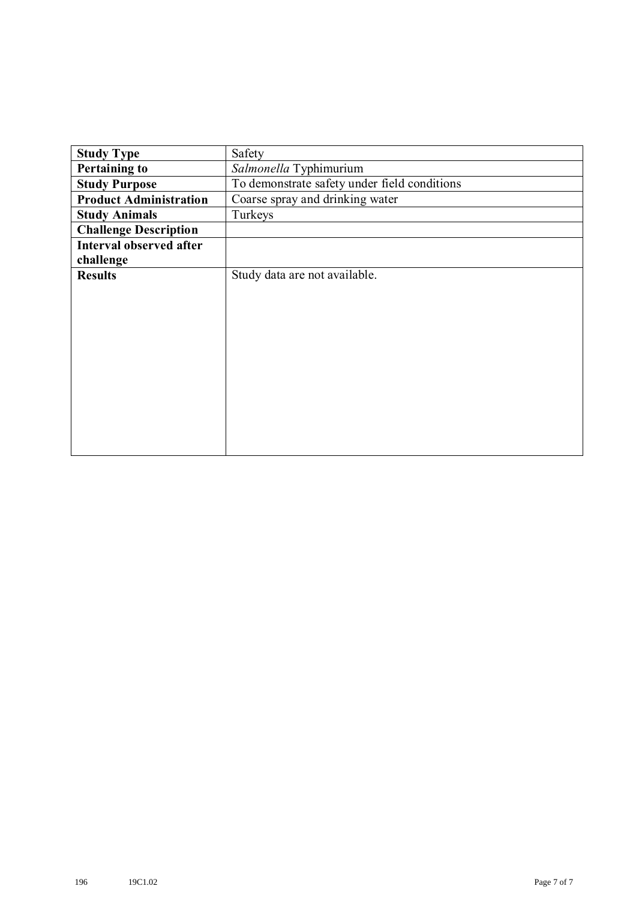| | |
|---|---|
| **Study Type** | Safety |
| **Pertaining to** | *Salmonella* Typhimurium |
| **Study Purpose** | To demonstrate safety under field conditions |
| **Product Administration** | Coarse spray and drinking water |
| **Study Animals** | Turkeys |
| **Challenge Description** | |
| **Interval observed after challenge** | |
| **Results** | Study data are not available. |